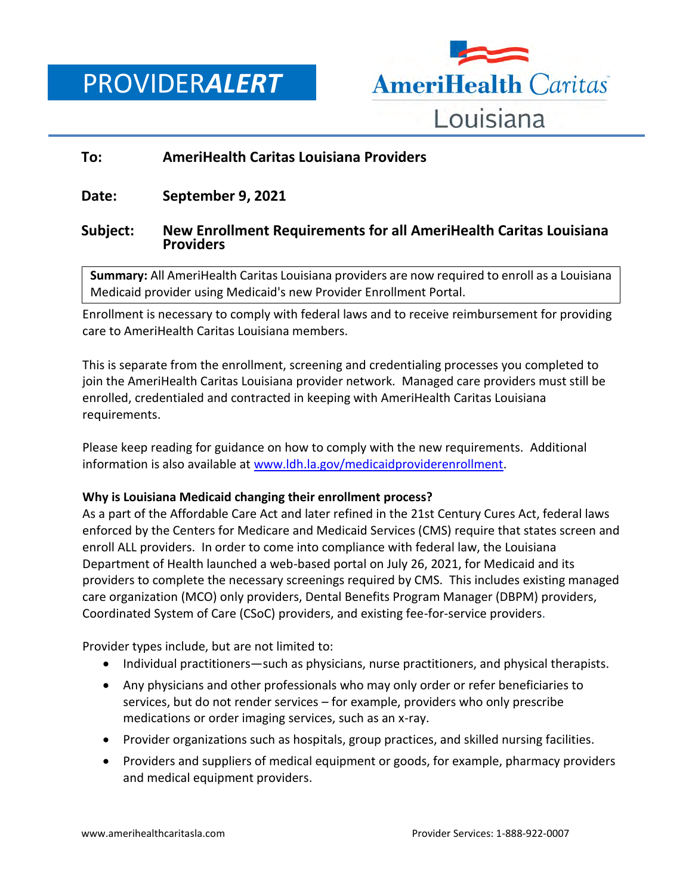# PROVIDER*ALERT*

AmeriHealth Caritas Louisiana

**To:** AmeriHealth Caritas Louisiana Providers

**Date:** September 9, 2021

**Subject:** New Enrollment Requirements for all AmeriHealth Caritas Louisiana Providers

**Summary:** All AmeriHealth Caritas Louisiana providers are now required to enroll as a Louisiana Medicaid provider using Medicaid's new Provider Enrollment Portal.

Enrollment is necessary to comply with federal laws and to receive reimbursement for providing care to AmeriHealth Caritas Louisiana members.

This is separate from the enrollment, screening and credentialing processes you completed to join the AmeriHealth Caritas Louisiana provider network. Managed care providers must still be enrolled, credentialed and contracted in keeping with AmeriHealth Caritas Louisiana requirements.

Please keep reading for guidance on how to comply with the new requirements. Additional information is also available at [www.ldh.la.gov/medicaidproviderenrollment](http://www.ldh.la.gov/medicaidproviderenrollment).

**Why is Louisiana Medicaid changing their enrollment process?**

As a part of the Affordable Care Act and later refined in the 21st Century Cures Act, federal laws enforced by the Centers for Medicare and Medicaid Services (CMS) require that states screen and enroll ALL providers. In order to come into compliance with federal law, the Louisiana Department of Health launched a web-based portal on July 26, 2021, for Medicaid and its providers to complete the necessary screenings required by CMS. This includes existing managed care organization (MCO) only providers, Dental Benefits Program Manager (DBPM) providers, Coordinated System of Care (CSoC) providers, and existing fee-for-service providers.

Provider types include, but are not limited to:

- Individual practitioners—such as physicians, nurse practitioners, and physical therapists.
- Any physicians and other professionals who may only order or refer beneficiaries to services, but do not render services – for example, providers who only prescribe medications or order imaging services, such as an x-ray.
- Provider organizations such as hospitals, group practices, and skilled nursing facilities.
- Providers and suppliers of medical equipment or goods, for example, pharmacy providers and medical equipment providers.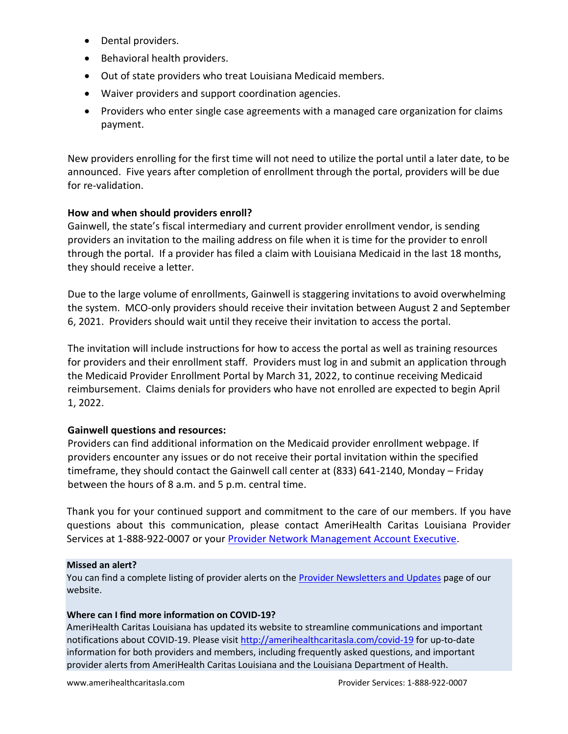- Dental providers.
- Behavioral health providers.
- Out of state providers who treat Louisiana Medicaid members.
- Waiver providers and support coordination agencies.
- Providers who enter single case agreements with a managed care organization for claims payment.

New providers enrolling for the first time will not need to utilize the portal until a later date, to be announced. Five years after completion of enrollment through the portal, providers will be due for re-validation.

**How and when should providers enroll?**

Gainwell, the state's fiscal intermediary and current provider enrollment vendor, is sending providers an invitation to the mailing address on file when it is time for the provider to enroll through the portal. If a provider has filed a claim with Louisiana Medicaid in the last 18 months, they should receive a letter.

Due to the large volume of enrollments, Gainwell is staggering invitations to avoid overwhelming the system. MCO-only providers should receive their invitation between August 2 and September 6, 2021. Providers should wait until they receive their invitation to access the portal.

The invitation will include instructions for how to access the portal as well as training resources for providers and their enrollment staff. Providers must log in and submit an application through the Medicaid Provider Enrollment Portal by March 31, 2022, to continue receiving Medicaid reimbursement. Claims denials for providers who have not enrolled are expected to begin April 1, 2022.

**Gainwell questions and resources:**

Providers can find additional information on the Medicaid provider enrollment webpage. If providers encounter any issues or do not receive their portal invitation within the specified timeframe, they should contact the Gainwell call center at (833) 641-2140, Monday – Friday between the hours of 8 a.m. and 5 p.m. central time.

Thank you for your continued support and commitment to the care of our members. If you have questions about this communication, please contact AmeriHealth Caritas Louisiana Provider Services at 1-888-922-0007 or your Provider Network Management Account Executive.

**Missed an alert?**

You can find a complete listing of provider alerts on the Provider Newsletters and Updates page of our website.

**Where can I find more information on COVID-19?**

AmeriHealth Caritas Louisiana has updated its website to streamline communications and important notifications about COVID-19. Please visit http://amerihealthcaritasla.com/covid-19 for up-to-date information for both providers and members, including frequently asked questions, and important provider alerts from AmeriHealth Caritas Louisiana and the Louisiana Department of Health.